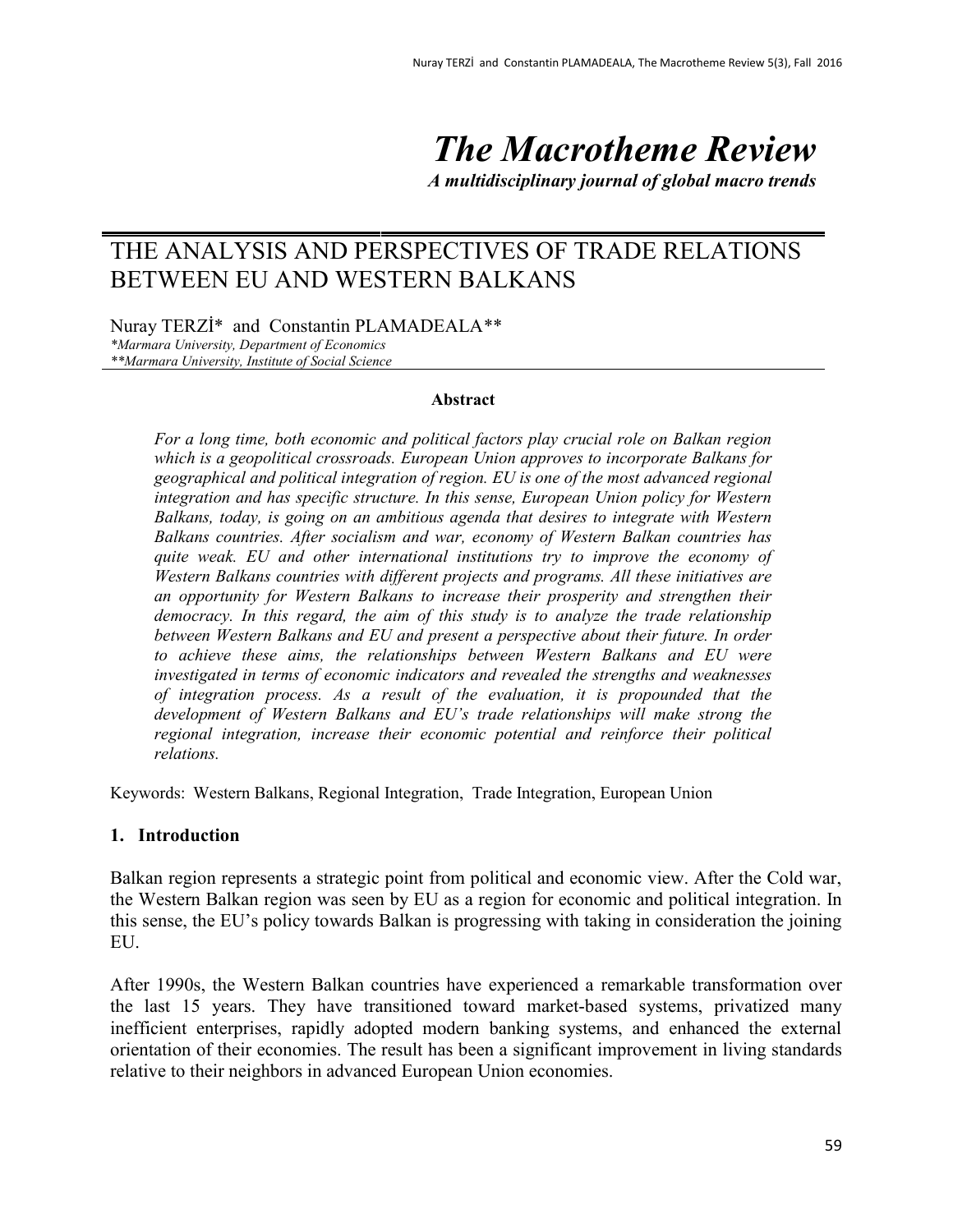# The Macrotheme Review

*A multidisciplinary journal of global macro trends*

## THE ANALYSIS AND PERSPECTIVES OF TRADE RELATIONS BETWEEN EU AND WESTERN BALKANS

Nuray TERZİ* and Constantin PLAMADEALA**

*\*Marmara University, Department of Economics*
*\*\*Marmara University, Institute of Social Science*

**Abstract**

*For a long time, both economic and political factors play crucial role on Balkan region which is a geopolitical crossroads. European Union approves to incorporate Balkans for geographical and political integration of region. EU is one of the most advanced regional integration and has specific structure. In this sense, European Union policy for Western Balkans, today, is going on an ambitious agenda that desires to integrate with Western Balkans countries. After socialism and war, economy of Western Balkan countries has quite weak. EU and other international institutions try to improve the economy of Western Balkans countries with different projects and programs. All these initiatives are an opportunity for Western Balkans to increase their prosperity and strengthen their democracy. In this regard, the aim of this study is to analyze the trade relationship between Western Balkans and EU and present a perspective about their future. In order to achieve these aims, the relationships between Western Balkans and EU were investigated in terms of economic indicators and revealed the strengths and weaknesses of integration process. As a result of the evaluation, it is propounded that the development of Western Balkans and EU's trade relationships will make strong the regional integration, increase their economic potential and reinforce their political relations.*

Keywords: Western Balkans, Regional Integration, Trade Integration, European Union

### 1. Introduction

Balkan region represents a strategic point from political and economic view. After the Cold war, the Western Balkan region was seen by EU as a region for economic and political integration. In this sense, the EU's policy towards Balkan is progressing with taking in consideration the joining EU.

After 1990s, the Western Balkan countries have experienced a remarkable transformation over the last 15 years. They have transitioned toward market-based systems, privatized many inefficient enterprises, rapidly adopted modern banking systems, and enhanced the external orientation of their economies. The result has been a significant improvement in living standards relative to their neighbors in advanced European Union economies.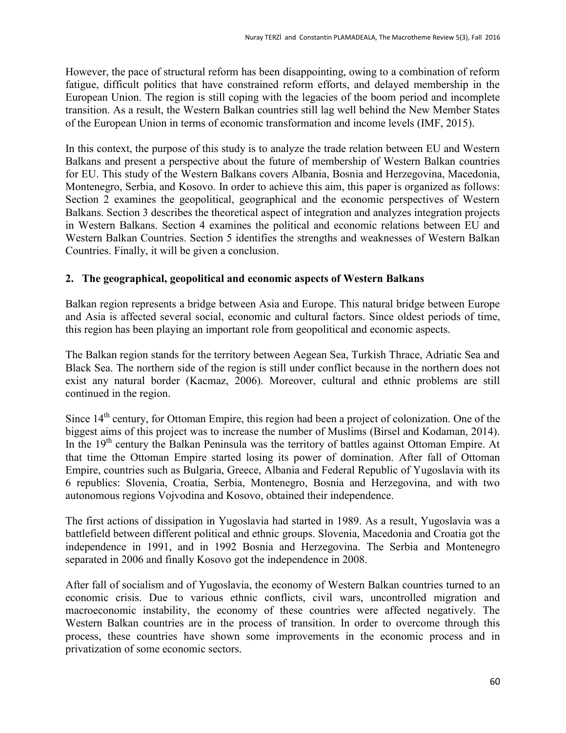However, the pace of structural reform has been disappointing, owing to a combination of reform fatigue, difficult politics that have constrained reform efforts, and delayed membership in the European Union. The region is still coping with the legacies of the boom period and incomplete transition. As a result, the Western Balkan countries still lag well behind the New Member States of the European Union in terms of economic transformation and income levels (IMF, 2015).

In this context, the purpose of this study is to analyze the trade relation between EU and Western Balkans and present a perspective about the future of membership of Western Balkan countries for EU. This study of the Western Balkans covers Albania, Bosnia and Herzegovina, Macedonia, Montenegro, Serbia, and Kosovo. In order to achieve this aim, this paper is organized as follows: Section 2 examines the geopolitical, geographical and the economic perspectives of Western Balkans. Section 3 describes the theoretical aspect of integration and analyzes integration projects in Western Balkans. Section 4 examines the political and economic relations between EU and Western Balkan Countries. Section 5 identifies the strengths and weaknesses of Western Balkan Countries. Finally, it will be given a conclusion.

## 2. The geographical, geopolitical and economic aspects of Western Balkans

Balkan region represents a bridge between Asia and Europe. This natural bridge between Europe and Asia is affected several social, economic and cultural factors. Since oldest periods of time, this region has been playing an important role from geopolitical and economic aspects.

The Balkan region stands for the territory between Aegean Sea, Turkish Thrace, Adriatic Sea and Black Sea. The northern side of the region is still under conflict because in the northern does not exist any natural border (Kacmaz, 2006). Moreover, cultural and ethnic problems are still continued in the region.

Since 14th century, for Ottoman Empire, this region had been a project of colonization. One of the biggest aims of this project was to increase the number of Muslims (Birsel and Kodaman, 2014). In the 19th century the Balkan Peninsula was the territory of battles against Ottoman Empire. At that time the Ottoman Empire started losing its power of domination. After fall of Ottoman Empire, countries such as Bulgaria, Greece, Albania and Federal Republic of Yugoslavia with its 6 republics: Slovenia, Croatia, Serbia, Montenegro, Bosnia and Herzegovina, and with two autonomous regions Vojvodina and Kosovo, obtained their independence.

The first actions of dissipation in Yugoslavia had started in 1989. As a result, Yugoslavia was a battlefield between different political and ethnic groups. Slovenia, Macedonia and Croatia got the independence in 1991, and in 1992 Bosnia and Herzegovina. The Serbia and Montenegro separated in 2006 and finally Kosovo got the independence in 2008.

After fall of socialism and of Yugoslavia, the economy of Western Balkan countries turned to an economic crisis. Due to various ethnic conflicts, civil wars, uncontrolled migration and macroeconomic instability, the economy of these countries were affected negatively. The Western Balkan countries are in the process of transition. In order to overcome through this process, these countries have shown some improvements in the economic process and in privatization of some economic sectors.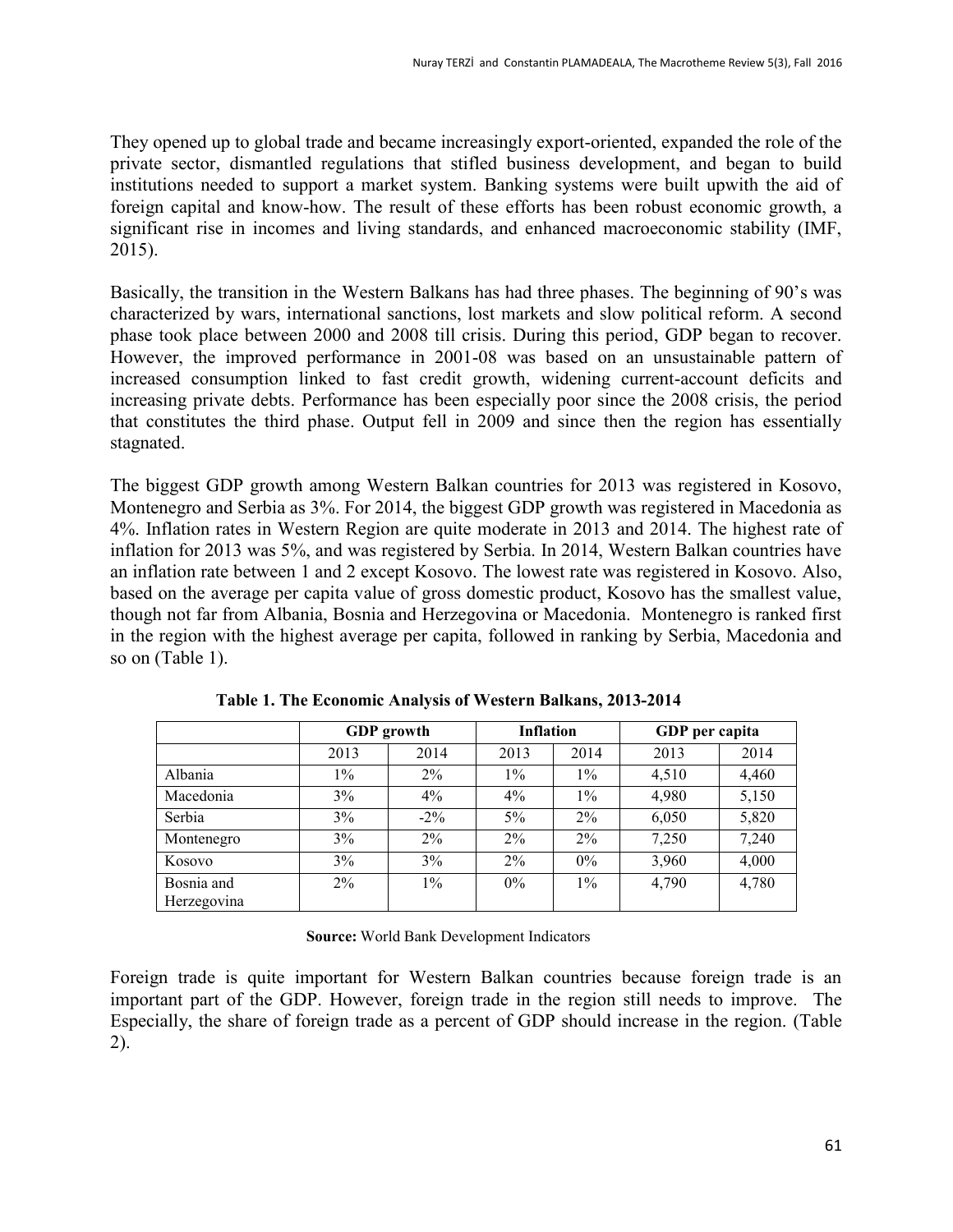They opened up to global trade and became increasingly export-oriented, expanded the role of the private sector, dismantled regulations that stifled business development, and began to build institutions needed to support a market system. Banking systems were built upwith the aid of foreign capital and know-how. The result of these efforts has been robust economic growth, a significant rise in incomes and living standards, and enhanced macroeconomic stability (IMF, 2015).

Basically, the transition in the Western Balkans has had three phases. The beginning of 90's was characterized by wars, international sanctions, lost markets and slow political reform. A second phase took place between 2000 and 2008 till crisis. During this period, GDP began to recover. However, the improved performance in 2001-08 was based on an unsustainable pattern of increased consumption linked to fast credit growth, widening current-account deficits and increasing private debts. Performance has been especially poor since the 2008 crisis, the period that constitutes the third phase. Output fell in 2009 and since then the region has essentially stagnated.

The biggest GDP growth among Western Balkan countries for 2013 was registered in Kosovo, Montenegro and Serbia as 3%. For 2014, the biggest GDP growth was registered in Macedonia as 4%. Inflation rates in Western Region are quite moderate in 2013 and 2014. The highest rate of inflation for 2013 was 5%, and was registered by Serbia. In 2014, Western Balkan countries have an inflation rate between 1 and 2 except Kosovo. The lowest rate was registered in Kosovo. Also, based on the average per capita value of gross domestic product, Kosovo has the smallest value, though not far from Albania, Bosnia and Herzegovina or Macedonia. Montenegro is ranked first in the region with the highest average per capita, followed in ranking by Serbia, Macedonia and so on (Table 1).

**Table 1. The Economic Analysis of Western Balkans, 2013-2014**

| | GDP growth | | Inflation | | GDP per capita | |
|---|---|---|---|---|---|---|
| | 2013 | 2014 | 2013 | 2014 | 2013 | 2014 |
| Albania | 1% | 2% | 1% | 1% | 4,510 | 4,460 |
| Macedonia | 3% | 4% | 4% | 1% | 4,980 | 5,150 |
| Serbia | 3% | -2% | 5% | 2% | 6,050 | 5,820 |
| Montenegro | 3% | 2% | 2% | 2% | 7,250 | 7,240 |
| Kosovo | 3% | 3% | 2% | 0% | 3,960 | 4,000 |
| Bosnia and Herzegovina | 2% | 1% | 0% | 1% | 4,790 | 4,780 |

**Source:** World Bank Development Indicators

Foreign trade is quite important for Western Balkan countries because foreign trade is an important part of the GDP. However, foreign trade in the region still needs to improve. The Especially, the share of foreign trade as a percent of GDP should increase in the region. (Table 2).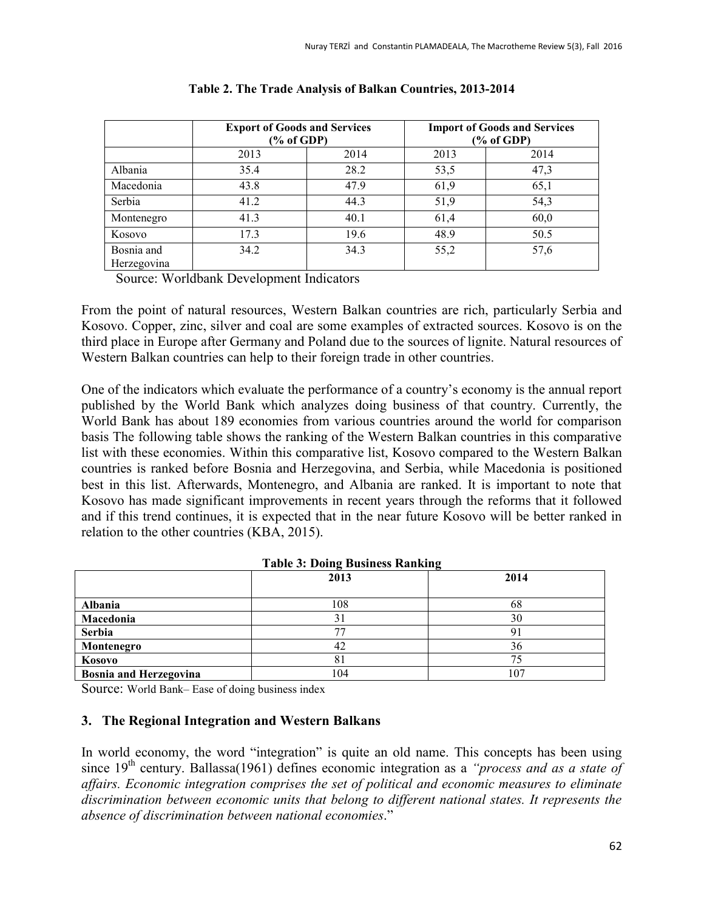**Table 2. The Trade Analysis of Balkan Countries, 2013-2014**

| | Export of Goods and Services (% of GDP) | | Import of Goods and Services (% of GDP) | |
|---|---|---|---|---|
| | 2013 | 2014 | 2013 | 2014 |
| Albania | 35.4 | 28.2 | 53,5 | 47,3 |
| Macedonia | 43.8 | 47.9 | 61,9 | 65,1 |
| Serbia | 41.2 | 44.3 | 51,9 | 54,3 |
| Montenegro | 41.3 | 40.1 | 61,4 | 60,0 |
| Kosovo | 17.3 | 19.6 | 48.9 | 50.5 |
| Bosnia and Herzegovina | 34.2 | 34.3 | 55,2 | 57,6 |

Source: Worldbank Development Indicators

From the point of natural resources, Western Balkan countries are rich, particularly Serbia and Kosovo. Copper, zinc, silver and coal are some examples of extracted sources. Kosovo is on the third place in Europe after Germany and Poland due to the sources of lignite. Natural resources of Western Balkan countries can help to their foreign trade in other countries.

One of the indicators which evaluate the performance of a country's economy is the annual report published by the World Bank which analyzes doing business of that country. Currently, the World Bank has about 189 economies from various countries around the world for comparison basis The following table shows the ranking of the Western Balkan countries in this comparative list with these economies. Within this comparative list, Kosovo compared to the Western Balkan countries is ranked before Bosnia and Herzegovina, and Serbia, while Macedonia is positioned best in this list. Afterwards, Montenegro, and Albania are ranked. It is important to note that Kosovo has made significant improvements in recent years through the reforms that it followed and if this trend continues, it is expected that in the near future Kosovo will be better ranked in relation to the other countries (KBA, 2015).

**Table 3: Doing Business Ranking**

| | 2013 | 2014 |
|---|---|---|
| **Albania** | 108 | 68 |
| **Macedonia** | 31 | 30 |
| **Serbia** | 77 | 91 |
| **Montenegro** | 42 | 36 |
| **Kosovo** | 81 | 75 |
| **Bosnia and Herzegovina** | 104 | 107 |

Source: World Bank– Ease of doing business index

## 3. The Regional Integration and Western Balkans

In world economy, the word "integration" is quite an old name. This concepts has been using since 19th century. Ballassa(1961) defines economic integration as a *"process and as a state of affairs. Economic integration comprises the set of political and economic measures to eliminate discrimination between economic units that belong to different national states. It represents the absence of discrimination between national economies*."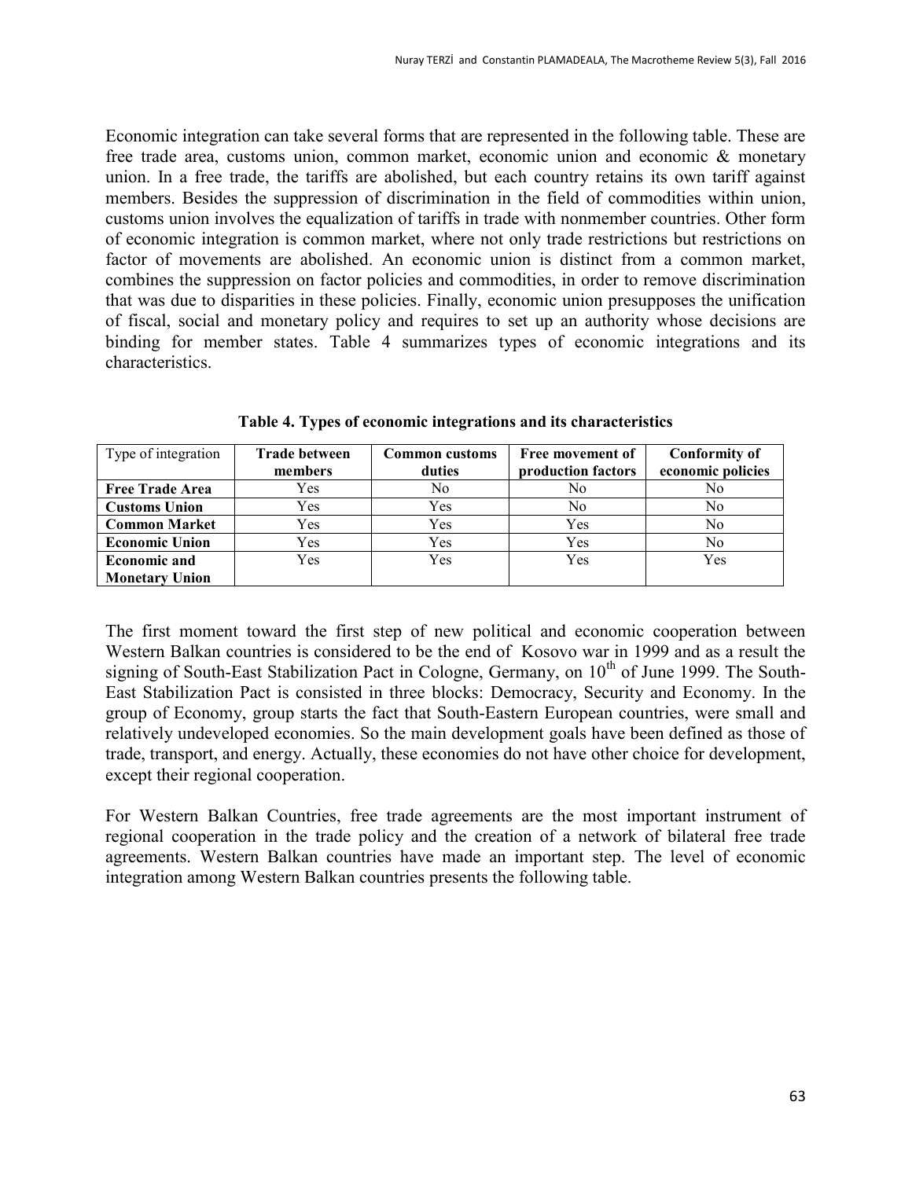Economic integration can take several forms that are represented in the following table. These are free trade area, customs union, common market, economic union and economic & monetary union. In a free trade, the tariffs are abolished, but each country retains its own tariff against members. Besides the suppression of discrimination in the field of commodities within union, customs union involves the equalization of tariffs in trade with nonmember countries. Other form of economic integration is common market, where not only trade restrictions but restrictions on factor of movements are abolished. An economic union is distinct from a common market, combines the suppression on factor policies and commodities, in order to remove discrimination that was due to disparities in these policies. Finally, economic union presupposes the unification of fiscal, social and monetary policy and requires to set up an authority whose decisions are binding for member states. Table 4 summarizes types of economic integrations and its characteristics.

**Table 4. Types of economic integrations and its characteristics**

| Type of integration | **Trade between members** | **Common customs duties** | **Free movement of production factors** | **Conformity of economic policies** |
|---|---|---|---|---|
| **Free Trade Area** | Yes | No | No | No |
| **Customs Union** | Yes | Yes | No | No |
| **Common Market** | Yes | Yes | Yes | No |
| **Economic Union** | Yes | Yes | Yes | No |
| **Economic and Monetary Union** | Yes | Yes | Yes | Yes |

The first moment toward the first step of new political and economic cooperation between Western Balkan countries is considered to be the end of Kosovo war in 1999 and as a result the signing of South-East Stabilization Pact in Cologne, Germany, on 10$^{th}$ of June 1999. The South-East Stabilization Pact is consisted in three blocks: Democracy, Security and Economy. In the group of Economy, group starts the fact that South-Eastern European countries, were small and relatively undeveloped economies. So the main development goals have been defined as those of trade, transport, and energy. Actually, these economies do not have other choice for development, except their regional cooperation.

For Western Balkan Countries, free trade agreements are the most important instrument of regional cooperation in the trade policy and the creation of a network of bilateral free trade agreements. Western Balkan countries have made an important step. The level of economic integration among Western Balkan countries presents the following table.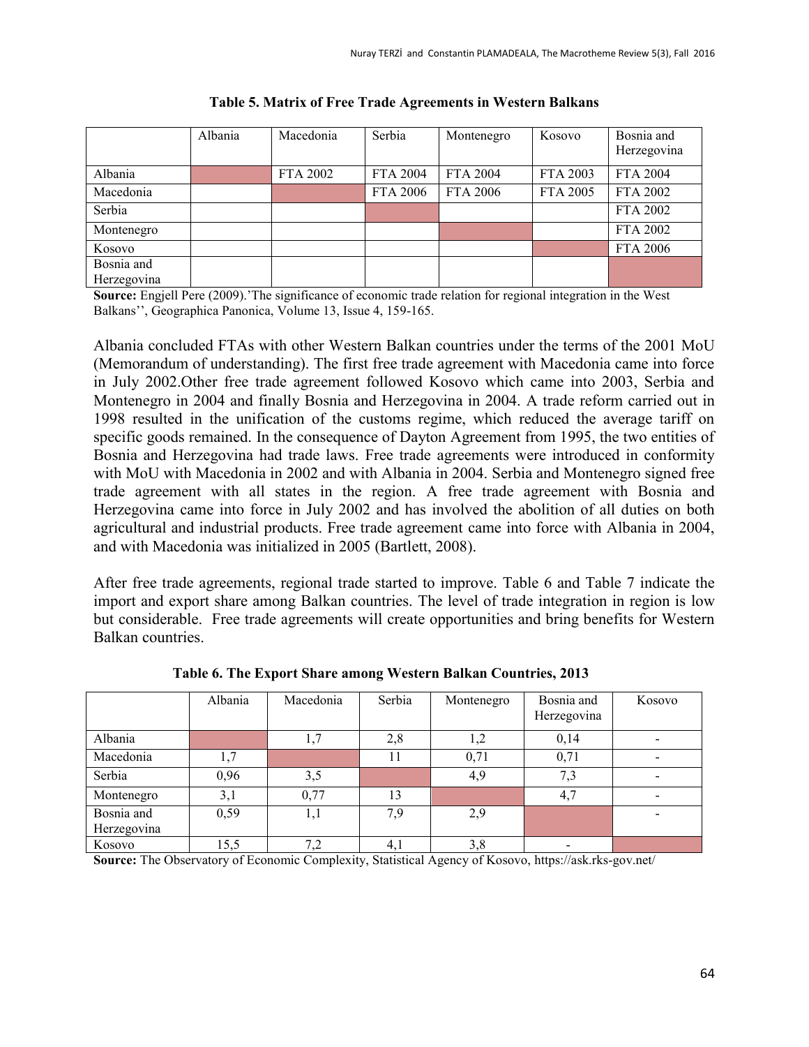**Table 5. Matrix of Free Trade Agreements in Western Balkans**

| | Albania | Macedonia | Serbia | Montenegro | Kosovo | Bosnia and Herzegovina |
|---|---|---|---|---|---|---|
| Albania | | FTA 2002 | FTA 2004 | FTA 2004 | FTA 2003 | FTA 2004 |
| Macedonia | | | FTA 2006 | FTA 2006 | FTA 2005 | FTA 2002 |
| Serbia | | | | | | FTA 2002 |
| Montenegro | | | | | | FTA 2002 |
| Kosovo | | | | | | FTA 2006 |
| Bosnia and Herzegovina | | | | | | |

**Source:** Engjell Pere (2009).'The significance of economic trade relation for regional integration in the West Balkans'', Geographica Panonica, Volume 13, Issue 4, 159-165.

Albania concluded FTAs with other Western Balkan countries under the terms of the 2001 MoU (Memorandum of understanding). The first free trade agreement with Macedonia came into force in July 2002.Other free trade agreement followed Kosovo which came into 2003, Serbia and Montenegro in 2004 and finally Bosnia and Herzegovina in 2004. A trade reform carried out in 1998 resulted in the unification of the customs regime, which reduced the average tariff on specific goods remained. In the consequence of Dayton Agreement from 1995, the two entities of Bosnia and Herzegovina had trade laws. Free trade agreements were introduced in conformity with MoU with Macedonia in 2002 and with Albania in 2004. Serbia and Montenegro signed free trade agreement with all states in the region. A free trade agreement with Bosnia and Herzegovina came into force in July 2002 and has involved the abolition of all duties on both agricultural and industrial products. Free trade agreement came into force with Albania in 2004, and with Macedonia was initialized in 2005 (Bartlett, 2008).

After free trade agreements, regional trade started to improve. Table 6 and Table 7 indicate the import and export share among Balkan countries. The level of trade integration in region is low but considerable. Free trade agreements will create opportunities and bring benefits for Western Balkan countries.

**Table 6. The Export Share among Western Balkan Countries, 2013**

| | Albania | Macedonia | Serbia | Montenegro | Bosnia and Herzegovina | Kosovo |
|---|---|---|---|---|---|---|
| Albania | | 1,7 | 2,8 | 1,2 | 0,14 | - |
| Macedonia | 1,7 | | 11 | 0,71 | 0,71 | - |
| Serbia | 0,96 | 3,5 | | 4,9 | 7,3 | - |
| Montenegro | 3,1 | 0,77 | 13 | | 4,7 | - |
| Bosnia and Herzegovina | 0,59 | 1,1 | 7,9 | 2,9 | | - |
| Kosovo | 15,5 | 7,2 | 4,1 | 3,8 | - | |

**Source:** The Observatory of Economic Complexity, Statistical Agency of Kosovo, https://ask.rks-gov.net/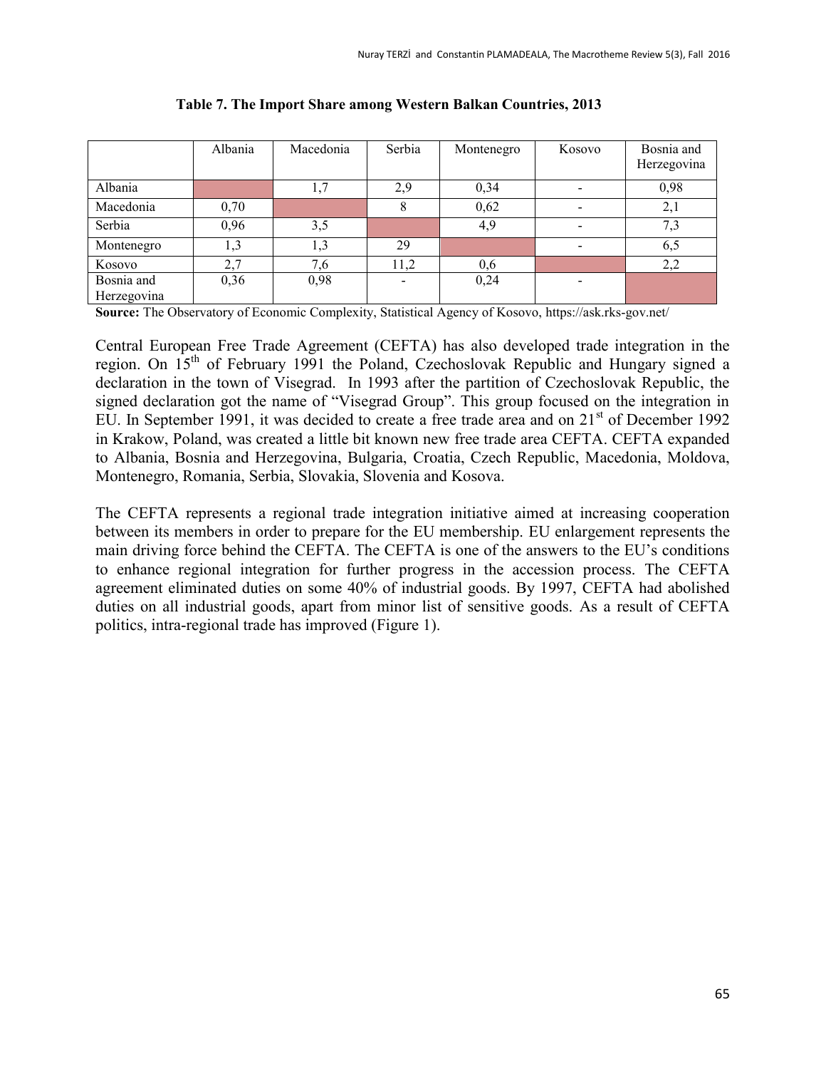**Table 7. The Import Share among Western Balkan Countries, 2013**

| | Albania | Macedonia | Serbia | Montenegro | Kosovo | Bosnia and Herzegovina |
|---|---|---|---|---|---|---|
| Albania | | 1,7 | 2,9 | 0,34 | - | 0,98 |
| Macedonia | 0,70 | | 8 | 0,62 | - | 2,1 |
| Serbia | 0,96 | 3,5 | | 4,9 | - | 7,3 |
| Montenegro | 1,3 | 1,3 | 29 | | - | 6,5 |
| Kosovo | 2,7 | 7,6 | 11,2 | 0,6 | | 2,2 |
| Bosnia and Herzegovina | 0,36 | 0,98 | - | 0,24 | - | |

**Source:** The Observatory of Economic Complexity, Statistical Agency of Kosovo, https://ask.rks-gov.net/

Central European Free Trade Agreement (CEFTA) has also developed trade integration in the region. On 15[th] of February 1991 the Poland, Czechoslovak Republic and Hungary signed a declaration in the town of Visegrad. In 1993 after the partition of Czechoslovak Republic, the signed declaration got the name of "Visegrad Group". This group focused on the integration in EU. In September 1991, it was decided to create a free trade area and on 21[st] of December 1992 in Krakow, Poland, was created a little bit known new free trade area CEFTA. CEFTA expanded to Albania, Bosnia and Herzegovina, Bulgaria, Croatia, Czech Republic, Macedonia, Moldova, Montenegro, Romania, Serbia, Slovakia, Slovenia and Kosova.

The CEFTA represents a regional trade integration initiative aimed at increasing cooperation between its members in order to prepare for the EU membership. EU enlargement represents the main driving force behind the CEFTA. The CEFTA is one of the answers to the EU's conditions to enhance regional integration for further progress in the accession process. The CEFTA agreement eliminated duties on some 40% of industrial goods. By 1997, CEFTA had abolished duties on all industrial goods, apart from minor list of sensitive goods. As a result of CEFTA politics, intra-regional trade has improved (Figure 1).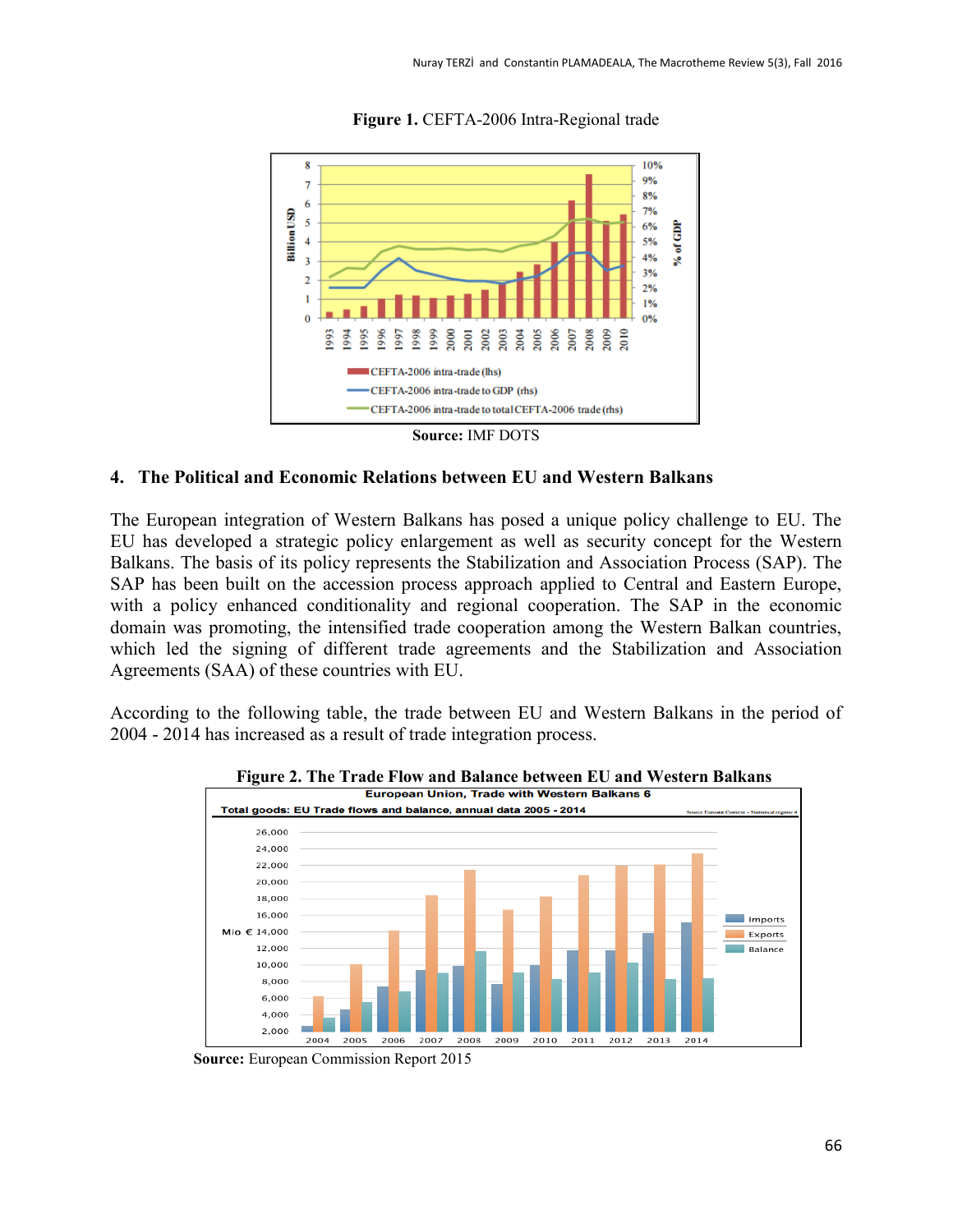**Figure 1.** CEFTA-2006 Intra-Regional trade

**Source:** IMF DOTS

## 4. The Political and Economic Relations between EU and Western Balkans

The European integration of Western Balkans has posed a unique policy challenge to EU. The EU has developed a strategic policy enlargement as well as security concept for the Western Balkans. The basis of its policy represents the Stabilization and Association Process (SAP). The SAP has been built on the accession process approach applied to Central and Eastern Europe, with a policy enhanced conditionality and regional cooperation. The SAP in the economic domain was promoting, the intensified trade cooperation among the Western Balkan countries, which led the signing of different trade agreements and the Stabilization and Association Agreements (SAA) of these countries with EU.

According to the following table, the trade between EU and Western Balkans in the period of 2004 - 2014 has increased as a result of trade integration process.

**Figure 2. The Trade Flow and Balance between EU and Western Balkans**

**Source:** European Commission Report 2015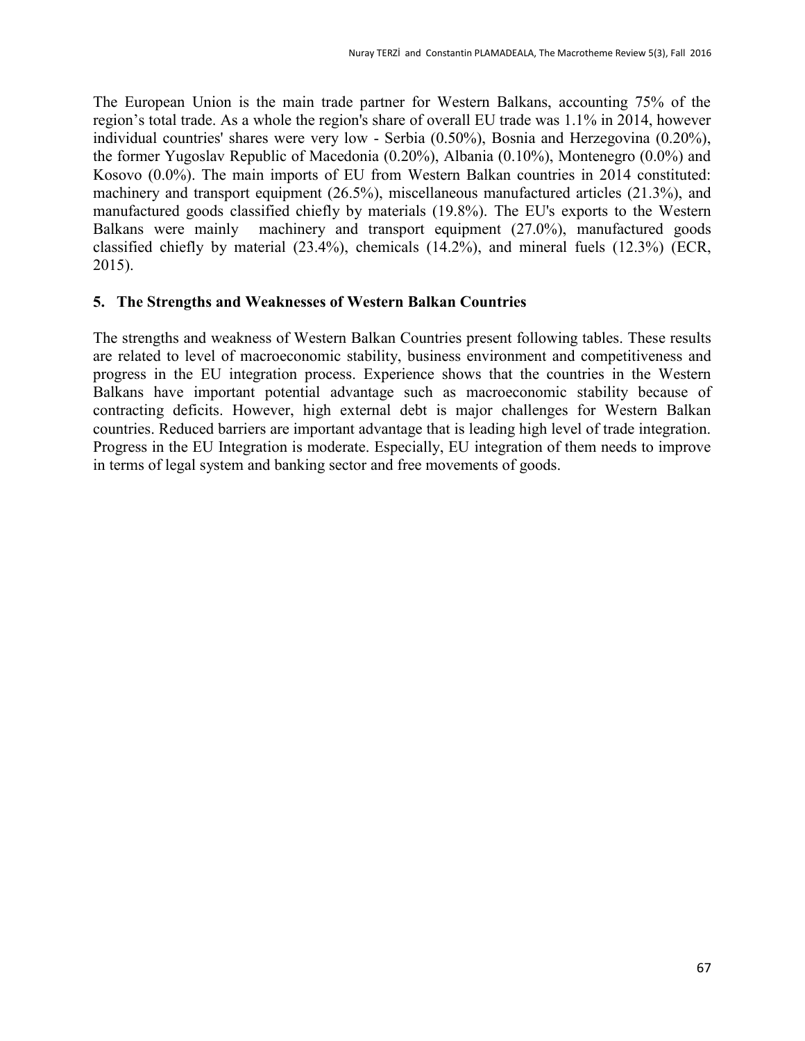The European Union is the main trade partner for Western Balkans, accounting 75% of the region’s total trade. As a whole the region's share of overall EU trade was 1.1% in 2014, however individual countries' shares were very low - Serbia (0.50%), Bosnia and Herzegovina (0.20%), the former Yugoslav Republic of Macedonia (0.20%), Albania (0.10%), Montenegro (0.0%) and Kosovo (0.0%). The main imports of EU from Western Balkan countries in 2014 constituted: machinery and transport equipment (26.5%), miscellaneous manufactured articles (21.3%), and manufactured goods classified chiefly by materials (19.8%). The EU's exports to the Western Balkans were mainly machinery and transport equipment (27.0%), manufactured goods classified chiefly by material (23.4%), chemicals (14.2%), and mineral fuels (12.3%) (ECR, 2015).

## 5. The Strengths and Weaknesses of Western Balkan Countries

The strengths and weakness of Western Balkan Countries present following tables. These results are related to level of macroeconomic stability, business environment and competitiveness and progress in the EU integration process. Experience shows that the countries in the Western Balkans have important potential advantage such as macroeconomic stability because of contracting deficits. However, high external debt is major challenges for Western Balkan countries. Reduced barriers are important advantage that is leading high level of trade integration. Progress in the EU Integration is moderate. Especially, EU integration of them needs to improve in terms of legal system and banking sector and free movements of goods.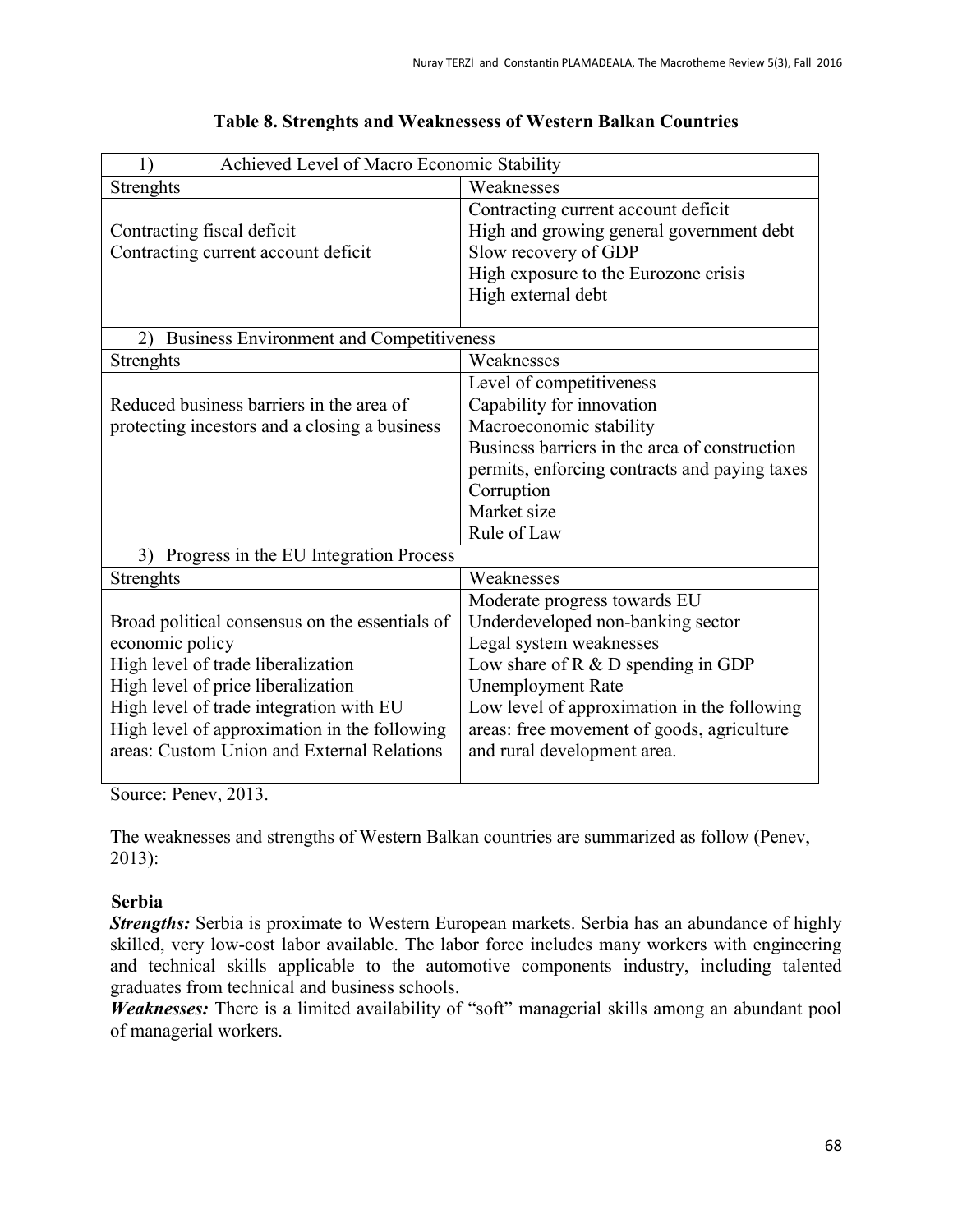**Table 8. Strenghts and Weaknessess of Western Balkan Countries**

| 1) Achieved Level of Macro Economic Stability | |
|---|---|
| Strenghts | Weaknesses |
| Contracting fiscal deficit<br>Contracting current account deficit | Contracting current account deficit<br>High and growing general government debt<br>Slow recovery of GDP<br>High exposure to the Eurozone crisis<br>High external debt |
| 2) Business Environment and Competitiveness | |
| Strenghts | Weaknesses |
| Reduced business barriers in the area of protecting incestors and a closing a business | Level of competitiveness<br>Capability for innovation<br>Macroeconomic stability<br>Business barriers in the area of construction permits, enforcing contracts and paying taxes<br>Corruption<br>Market size<br>Rule of Law |
| 3) Progress in the EU Integration Process | |
| Strenghts | Weaknesses |
| Broad political consensus on the essentials of economic policy<br>High level of trade liberalization<br>High level of price liberalization<br>High level of trade integration with EU<br>High level of approximation in the following areas: Custom Union and External Relations | Moderate progress towards EU<br>Underdeveloped non-banking sector<br>Legal system weaknesses<br>Low share of R & D spending in GDP<br>Unemployment Rate<br>Low level of approximation in the following areas: free movement of goods, agriculture and rural development area. |

Source: Penev, 2013.

The weaknesses and strengths of Western Balkan countries are summarized as follow (Penev, 2013):

**Serbia**

***Strengths:*** Serbia is proximate to Western European markets. Serbia has an abundance of highly skilled, very low-cost labor available. The labor force includes many workers with engineering and technical skills applicable to the automotive components industry, including talented graduates from technical and business schools.

***Weaknesses:*** There is a limited availability of "soft" managerial skills among an abundant pool of managerial workers.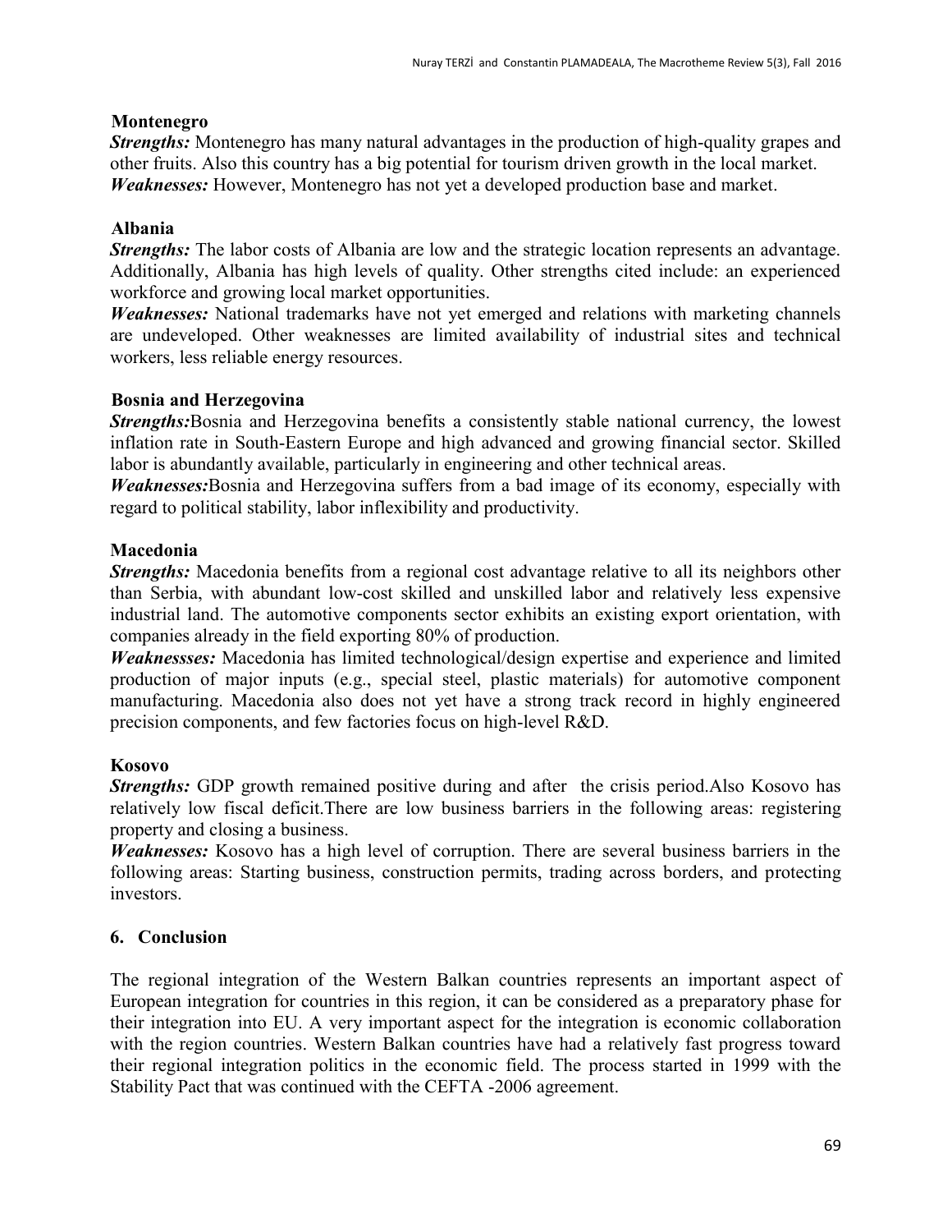**Montenegro**

***Strengths:*** Montenegro has many natural advantages in the production of high-quality grapes and other fruits. Also this country has a big potential for tourism driven growth in the local market.
***Weaknesses:*** However, Montenegro has not yet a developed production base and market.

**Albania**

***Strengths:*** The labor costs of Albania are low and the strategic location represents an advantage. Additionally, Albania has high levels of quality. Other strengths cited include: an experienced workforce and growing local market opportunities.
***Weaknesses:*** National trademarks have not yet emerged and relations with marketing channels are undeveloped. Other weaknesses are limited availability of industrial sites and technical workers, less reliable energy resources.

**Bosnia and Herzegovina**

***Strengths:***Bosnia and Herzegovina benefits a consistently stable national currency, the lowest inflation rate in South-Eastern Europe and high advanced and growing financial sector. Skilled labor is abundantly available, particularly in engineering and other technical areas.
***Weaknesses:***Bosnia and Herzegovina suffers from a bad image of its economy, especially with regard to political stability, labor inflexibility and productivity.

**Macedonia**

***Strengths:*** Macedonia benefits from a regional cost advantage relative to all its neighbors other than Serbia, with abundant low-cost skilled and unskilled labor and relatively less expensive industrial land. The automotive components sector exhibits an existing export orientation, with companies already in the field exporting 80% of production.
***Weaknessses:*** Macedonia has limited technological/design expertise and experience and limited production of major inputs (e.g., special steel, plastic materials) for automotive component manufacturing. Macedonia also does not yet have a strong track record in highly engineered precision components, and few factories focus on high-level R&D.

**Kosovo**

***Strengths:*** GDP growth remained positive during and after the crisis period.Also Kosovo has relatively low fiscal deficit.There are low business barriers in the following areas: registering property and closing a business.
***Weaknesses:*** Kosovo has a high level of corruption. There are several business barriers in the following areas: Starting business, construction permits, trading across borders, and protecting investors.

## 6. Conclusion

The regional integration of the Western Balkan countries represents an important aspect of European integration for countries in this region, it can be considered as a preparatory phase for their integration into EU. A very important aspect for the integration is economic collaboration with the region countries. Western Balkan countries have had a relatively fast progress toward their regional integration politics in the economic field. The process started in 1999 with the Stability Pact that was continued with the CEFTA -2006 agreement.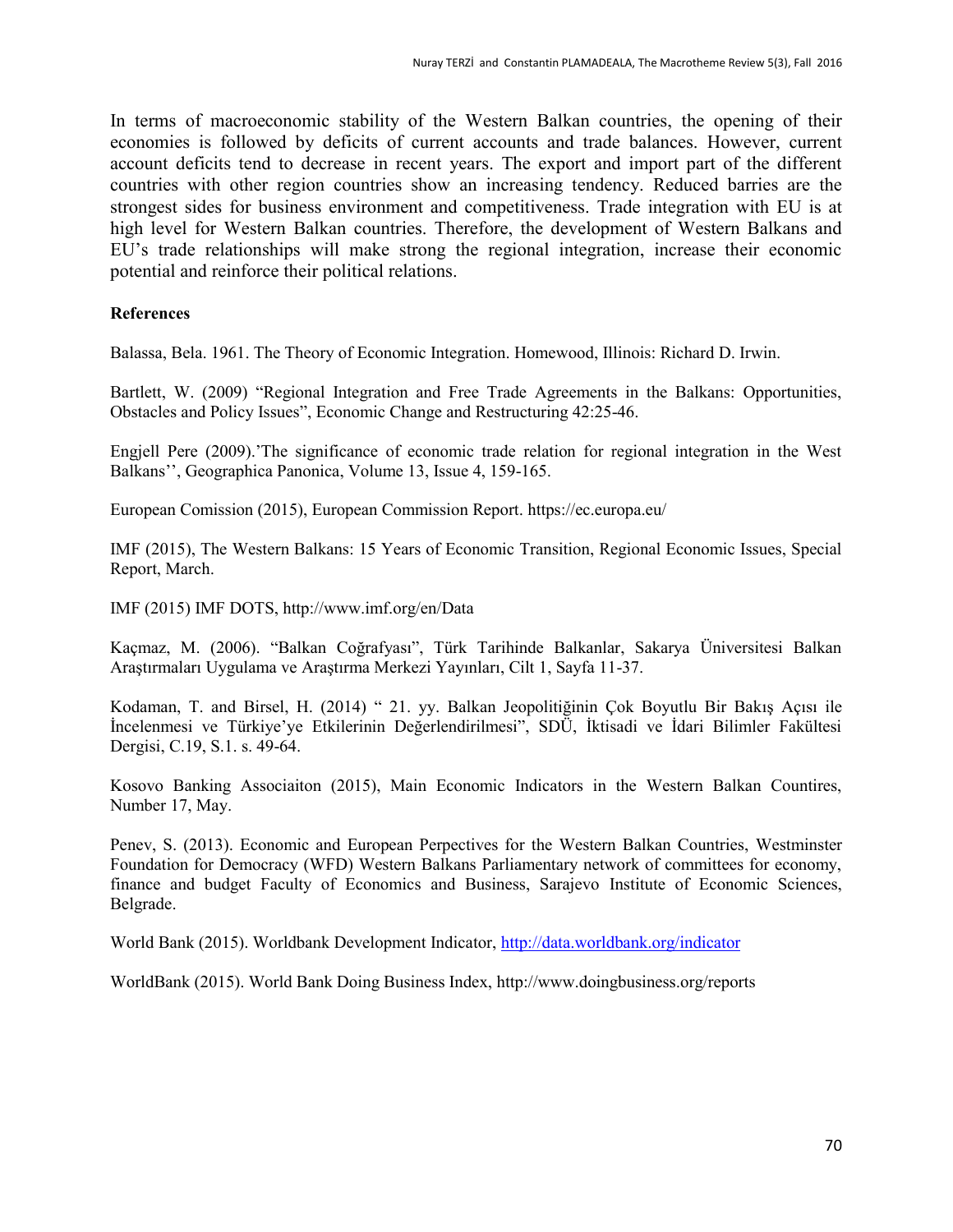In terms of macroeconomic stability of the Western Balkan countries, the opening of their economies is followed by deficits of current accounts and trade balances. However, current account deficits tend to decrease in recent years. The export and import part of the different countries with other region countries show an increasing tendency. Reduced barries are the strongest sides for business environment and competitiveness. Trade integration with EU is at high level for Western Balkan countries. Therefore, the development of Western Balkans and EU's trade relationships will make strong the regional integration, increase their economic potential and reinforce their political relations.

**References**

Balassa, Bela. 1961. The Theory of Economic Integration. Homewood, Illinois: Richard D. Irwin.

Bartlett, W. (2009) "Regional Integration and Free Trade Agreements in the Balkans: Opportunities, Obstacles and Policy Issues", Economic Change and Restructuring 42:25-46.

Engjell Pere (2009).'The significance of economic trade relation for regional integration in the West Balkans'', Geographica Panonica, Volume 13, Issue 4, 159-165.

European Comission (2015), European Commission Report. https://ec.europa.eu/

IMF (2015), The Western Balkans: 15 Years of Economic Transition, Regional Economic Issues, Special Report, March.

IMF (2015) IMF DOTS, http://www.imf.org/en/Data

Kaçmaz, M. (2006). "Balkan Coğrafyası", Türk Tarihinde Balkanlar, Sakarya Üniversitesi Balkan Araştırmaları Uygulama ve Araştırma Merkezi Yayınları, Cilt 1, Sayfa 11-37.

Kodaman, T. and Birsel, H. (2014) " 21. yy. Balkan Jeopolitiğinin Çok Boyutlu Bir Bakış Açısı ile İncelenmesi ve Türkiye'ye Etkilerinin Değerlendirilmesi", SDÜ, İktisadi ve İdari Bilimler Fakültesi Dergisi, C.19, S.1. s. 49-64.

Kosovo Banking Associaiton (2015), Main Economic Indicators in the Western Balkan Countires, Number 17, May.

Penev, S. (2013). Economic and European Perpectives for the Western Balkan Countries, Westminster Foundation for Democracy (WFD) Western Balkans Parliamentary network of committees for economy, finance and budget Faculty of Economics and Business, Sarajevo Institute of Economic Sciences, Belgrade.

World Bank (2015). Worldbank Development Indicator, http://data.worldbank.org/indicator

WorldBank (2015). World Bank Doing Business Index, http://www.doingbusiness.org/reports